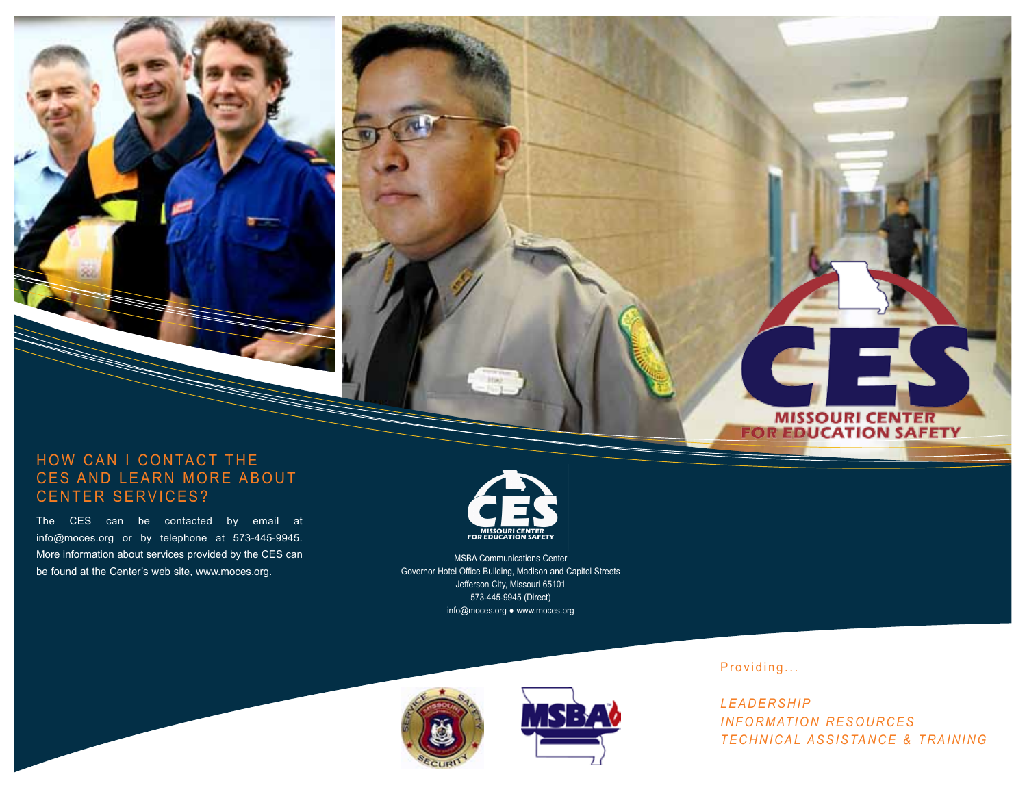## HOW CAN I CONTACT THE CES AND LEARN MORE ABOUT CENTER SERVICES?

The CES can be contacted by email at info@moces.org or by telephone at 573-445-9945. More information about services provided by the CES can be found at the Center's web site, www.moces.org.

CES
MISSOURI CENTER FOR EDUCATION SAFETY

MSBA Communications Center
Governor Hotel Office Building, Madison and Capitol Streets
Jefferson City, Missouri 65101
573-445-9945 (Direct)
info@moces.org • www.moces.org

Providing...

*LEADERSHIP*
*INFORMATION RESOURCES*
*TECHNICAL ASSISTANCE & TRAINING*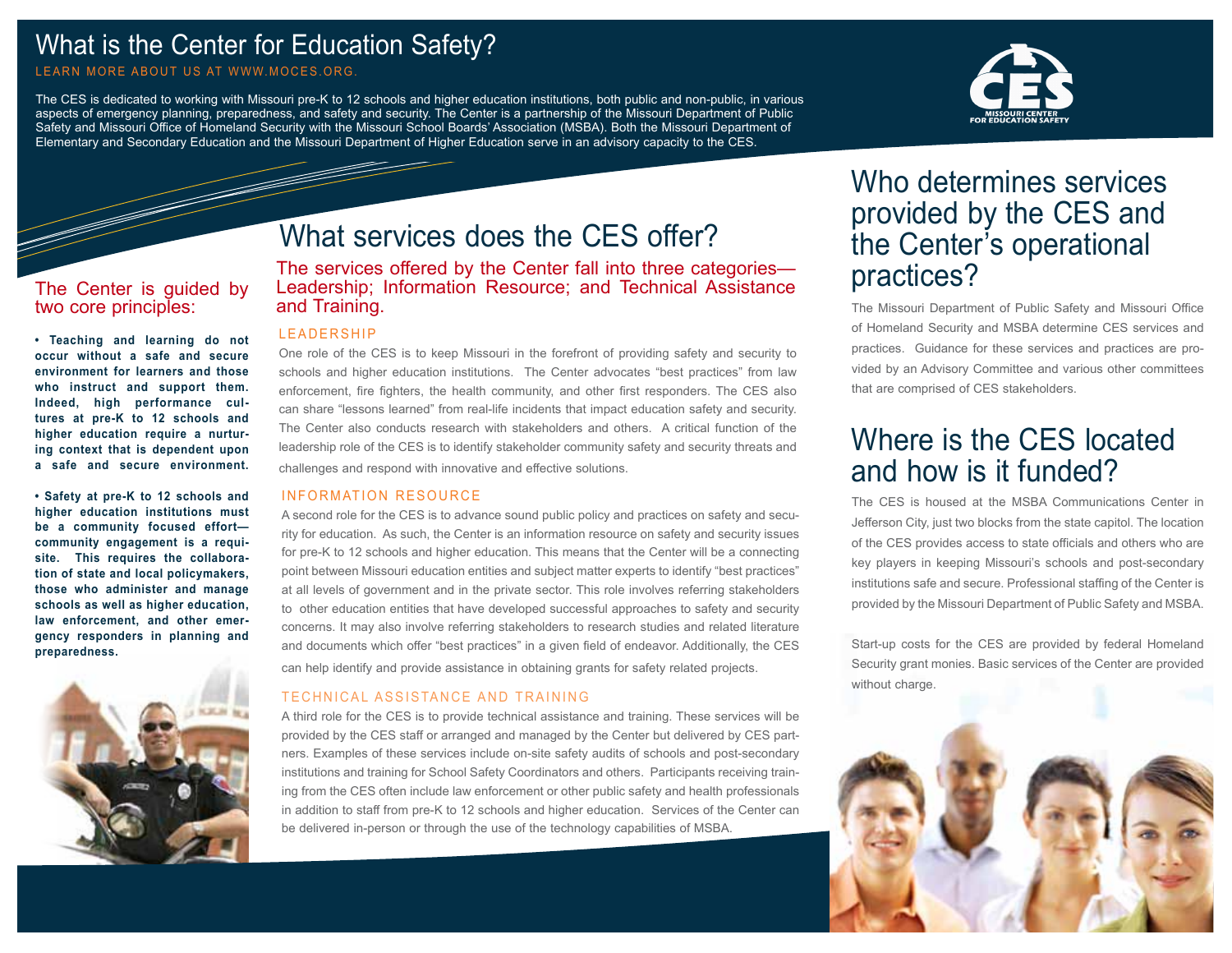# What is the Center for Education Safety?

LEARN MORE ABOUT US AT WWW.MOCES.ORG.

The CES is dedicated to working with Missouri pre-K to 12 schools and higher education institutions, both public and non-public, in various aspects of emergency planning, preparedness, and safety and security. The Center is a partnership of the Missouri Department of Public Safety and Missouri Office of Homeland Security with the Missouri School Boards' Association (MSBA). Both the Missouri Department of Elementary and Secondary Education and the Missouri Department of Higher Education serve in an advisory capacity to the CES.

CES MISSOURI CENTER FOR EDUCATION SAFETY

## The Center is guided by two core principles:

- **Teaching and learning do not occur without a safe and secure environment for learners and those who instruct and support them. Indeed, high performance cultures at pre-K to 12 schools and higher education require a nurturing context that is dependent upon a safe and secure environment.**

- **Safety at pre-K to 12 schools and higher education institutions must be a community focused effort—community engagement is a requisite. This requires the collaboration of state and local policymakers, those who administer and manage schools as well as higher education, law enforcement, and other emergency responders in planning and preparedness.**

## What services does the CES offer?

The services offered by the Center fall into three categories—Leadership; Information Resource; and Technical Assistance and Training.

### LEADERSHIP

One role of the CES is to keep Missouri in the forefront of providing safety and security to schools and higher education institutions. The Center advocates "best practices" from law enforcement, fire fighters, the health community, and other first responders. The CES also can share "lessons learned" from real-life incidents that impact education safety and security. The Center also conducts research with stakeholders and others. A critical function of the leadership role of the CES is to identify stakeholder community safety and security threats and challenges and respond with innovative and effective solutions.

### INFORMATION RESOURCE

A second role for the CES is to advance sound public policy and practices on safety and security for education. As such, the Center is an information resource on safety and security issues for pre-K to 12 schools and higher education. This means that the Center will be a connecting point between Missouri education entities and subject matter experts to identify "best practices" at all levels of government and in the private sector. This role involves referring stakeholders to other education entities that have developed successful approaches to safety and security concerns. It may also involve referring stakeholders to research studies and related literature and documents which offer "best practices" in a given field of endeavor. Additionally, the CES can help identify and provide assistance in obtaining grants for safety related projects.

### TECHNICAL ASSISTANCE AND TRAINING

A third role for the CES is to provide technical assistance and training. These services will be provided by the CES staff or arranged and managed by the Center but delivered by CES partners. Examples of these services include on-site safety audits of schools and post-secondary institutions and training for School Safety Coordinators and others. Participants receiving training from the CES often include law enforcement or other public safety and health professionals in addition to staff from pre-K to 12 schools and higher education. Services of the Center can be delivered in-person or through the use of the technology capabilities of MSBA.

## Who determines services provided by the CES and the Center's operational practices?

The Missouri Department of Public Safety and Missouri Office of Homeland Security and MSBA determine CES services and practices. Guidance for these services and practices are provided by an Advisory Committee and various other committees that are comprised of CES stakeholders.

## Where is the CES located and how is it funded?

The CES is housed at the MSBA Communications Center in Jefferson City, just two blocks from the state capitol. The location of the CES provides access to state officials and others who are key players in keeping Missouri's schools and post-secondary institutions safe and secure. Professional staffing of the Center is provided by the Missouri Department of Public Safety and MSBA.

Start-up costs for the CES are provided by federal Homeland Security grant monies. Basic services of the Center are provided without charge.